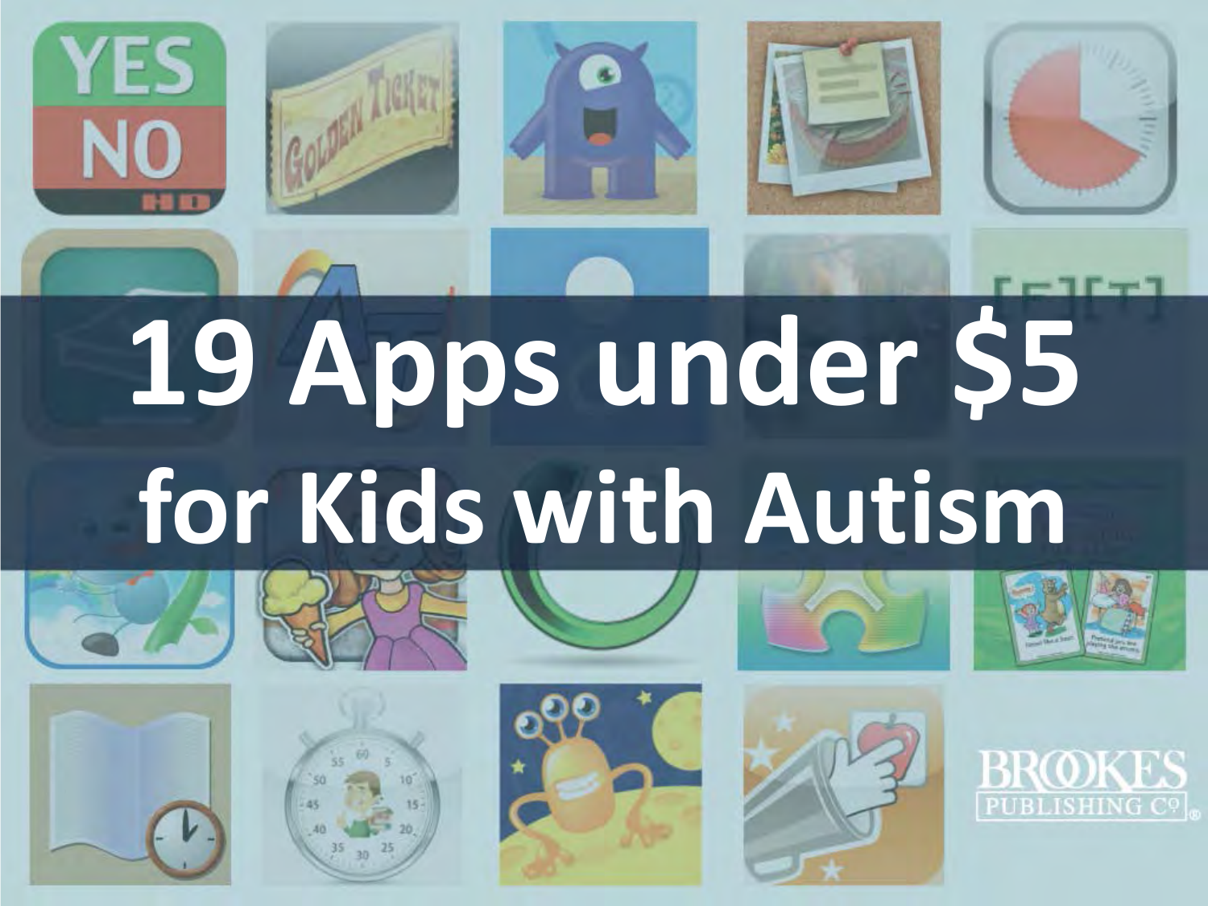# 19 Apps under $5 for Kids with Autism

BROOKES PUBLISHING CO.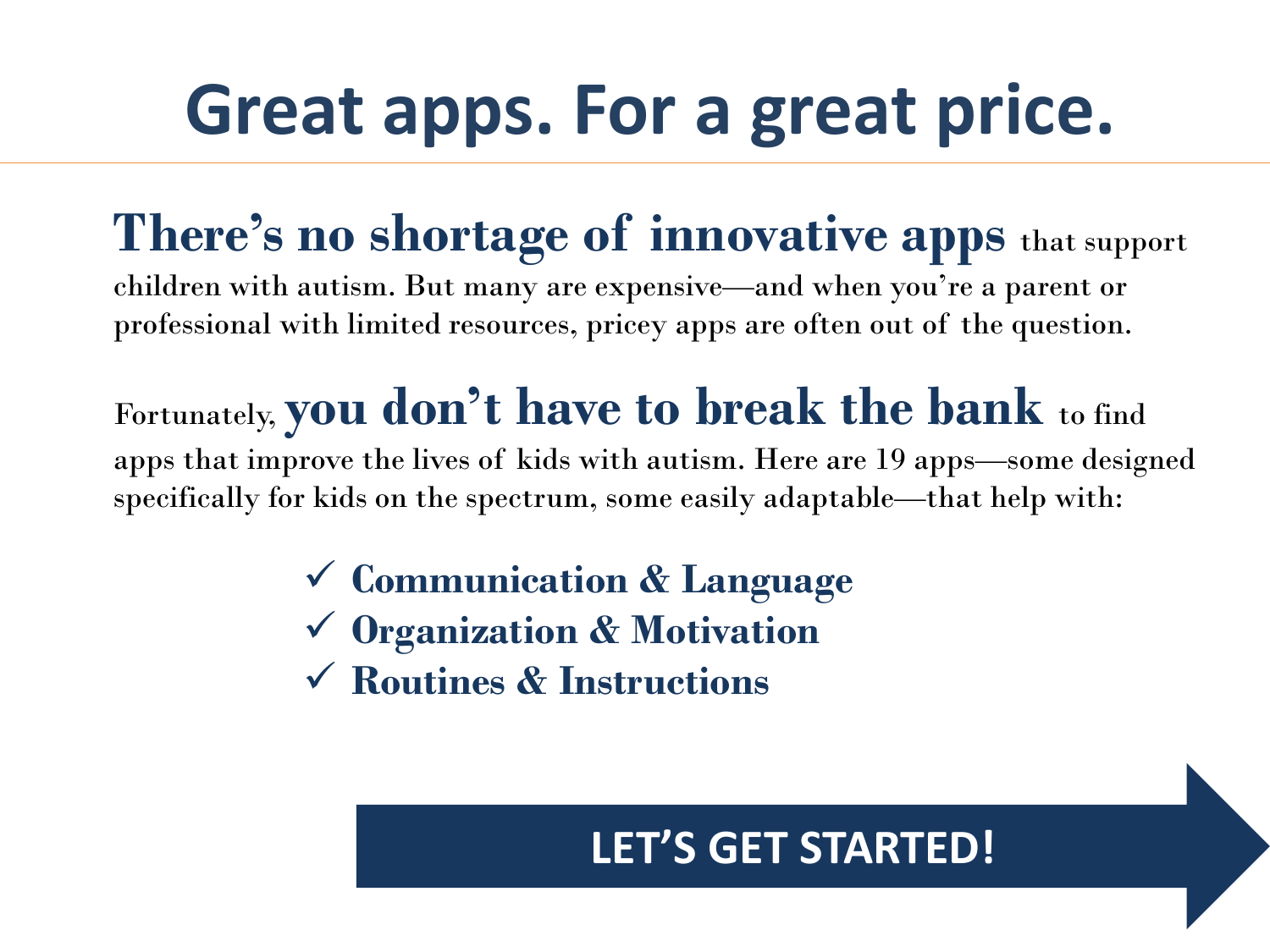# Great apps. For a great price.

**There's no shortage of innovative apps** that support children with autism. But many are expensive—and when you're a parent or professional with limited resources, pricey apps are often out of the question.

Fortunately, **you don't have to break the bank** to find apps that improve the lives of kids with autism. Here are 19 apps—some designed specifically for kids on the spectrum, some easily adaptable—that help with:

- ✓ **Communication & Language**
- ✓ **Organization & Motivation**
- ✓ **Routines & Instructions**

**LET'S GET STARTED!**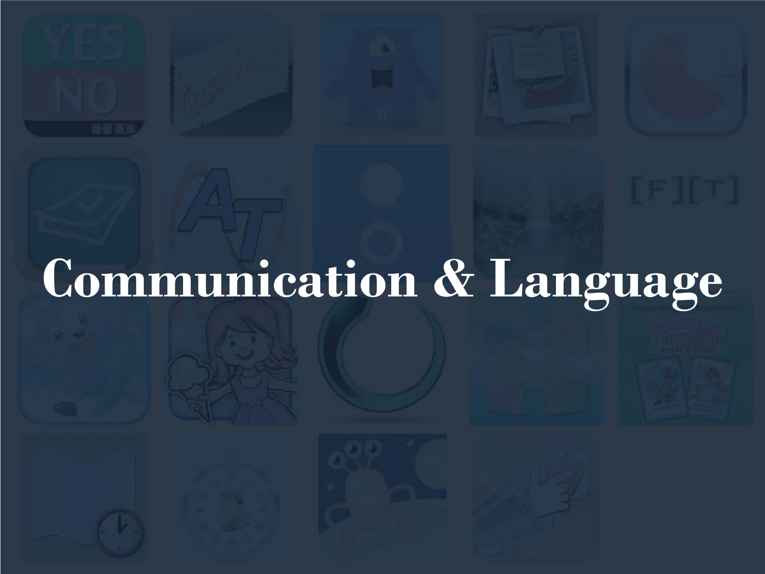# Communication & Language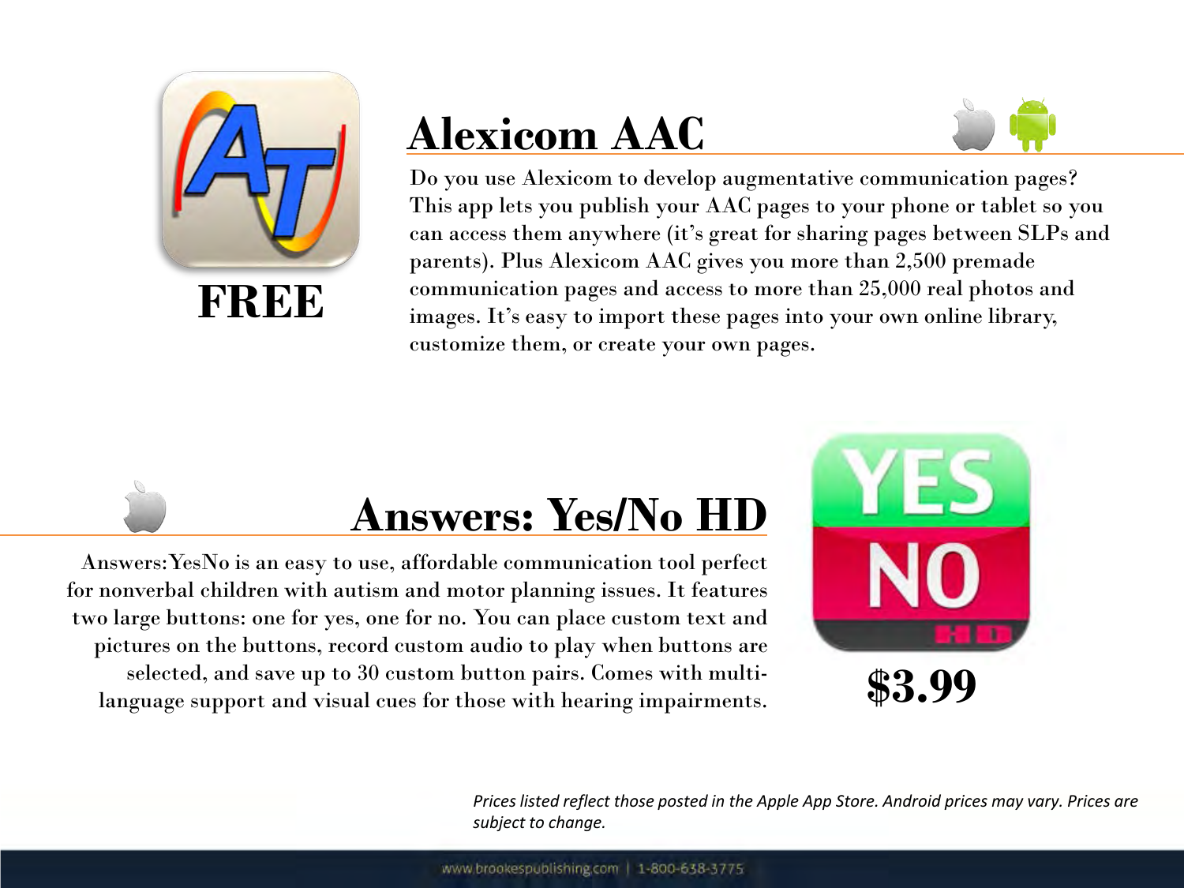## Alexicom AAC

FREE

Do you use Alexicom to develop augmentative communication pages? This app lets you publish your AAC pages to your phone or tablet so you can access them anywhere (it's great for sharing pages between SLPs and parents). Plus Alexicom AAC gives you more than 2,500 premade communication pages and access to more than 25,000 real photos and images. It's easy to import these pages into your own online library, customize them, or create your own pages.

## Answers: Yes/No HD

$3.99

Answers:YesNo is an easy to use, affordable communication tool perfect for nonverbal children with autism and motor planning issues. It features two large buttons: one for yes, one for no. You can place custom text and pictures on the buttons, record custom audio to play when buttons are selected, and save up to 30 custom button pairs. Comes with multi-language support and visual cues for those with hearing impairments.

*Prices listed reflect those posted in the Apple App Store. Android prices may vary. Prices are subject to change.*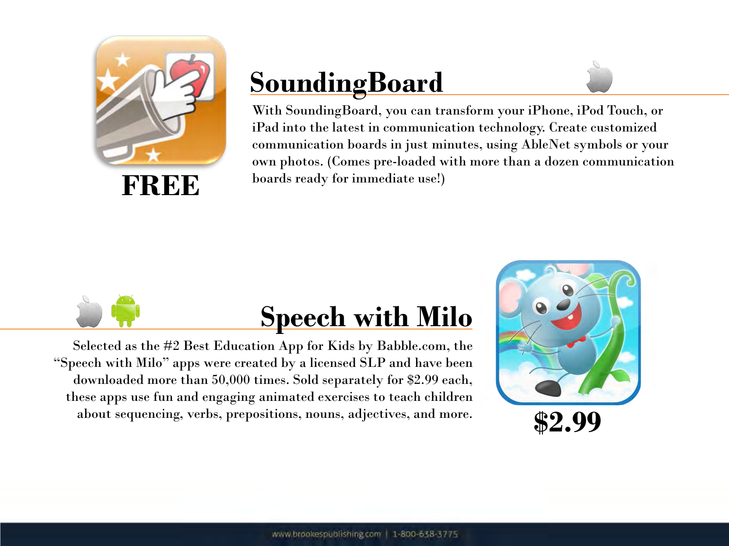## SoundingBoard

**FREE**

With SoundingBoard, you can transform your iPhone, iPod Touch, or iPad into the latest in communication technology. Create customized communication boards in just minutes, using AbleNet symbols or your own photos. (Comes pre-loaded with more than a dozen communication boards ready for immediate use!)

## Speech with Milo

Selected as the #2 Best Education App for Kids by Babble.com, the "Speech with Milo" apps were created by a licensed SLP and have been downloaded more than 50,000 times. Sold separately for $2.99 each, these apps use fun and engaging animated exercises to teach children about sequencing, verbs, prepositions, nouns, adjectives, and more.

**$2.99**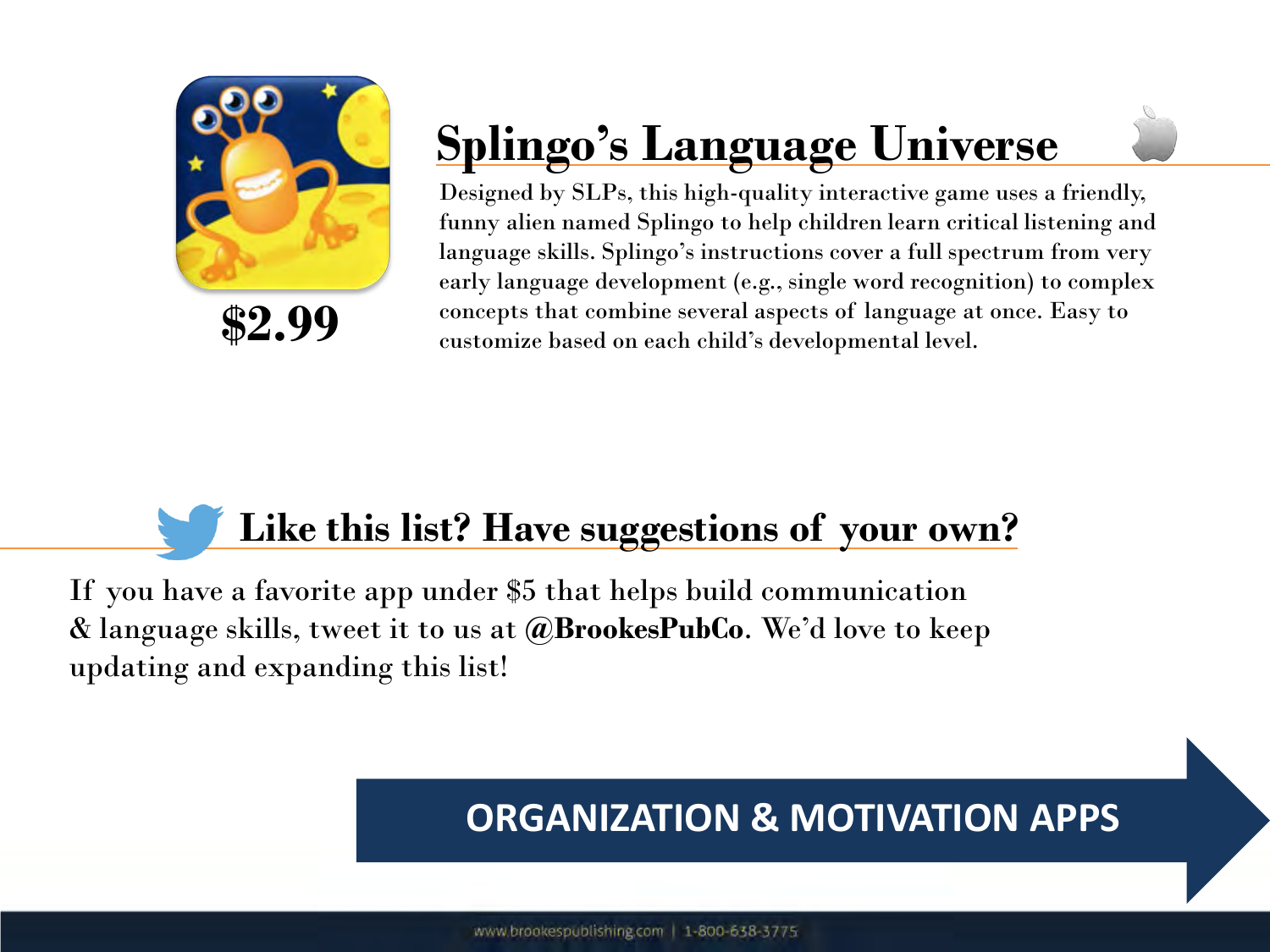## Splingo's Language Universe

**$2.99**

Designed by SLPs, this high-quality interactive game uses a friendly, funny alien named Splingo to help children learn critical listening and language skills. Splingo's instructions cover a full spectrum from very early language development (e.g., single word recognition) to complex concepts that combine several aspects of language at once. Easy to customize based on each child's developmental level.

## Like this list? Have suggestions of your own?

If you have a favorite app under $5 that helps build communication & language skills, tweet it to us at **@BrookesPubCo**. We'd love to keep updating and expanding this list!

**ORGANIZATION & MOTIVATION APPS**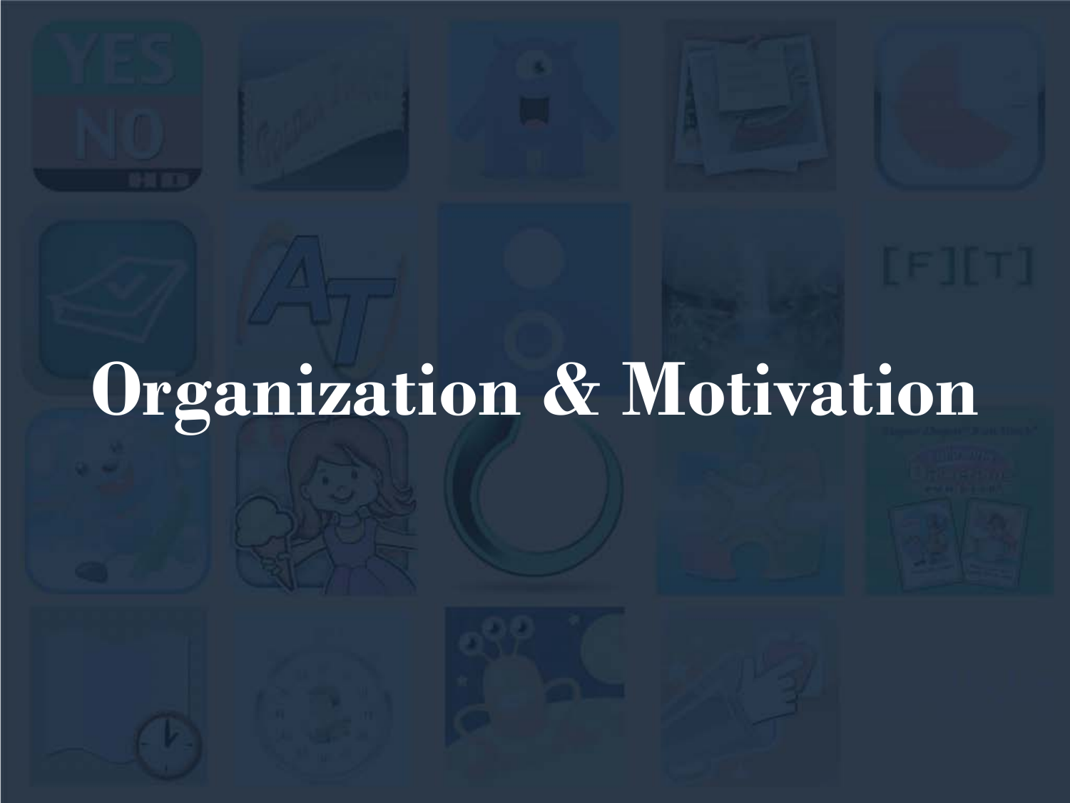# Organization & Motivation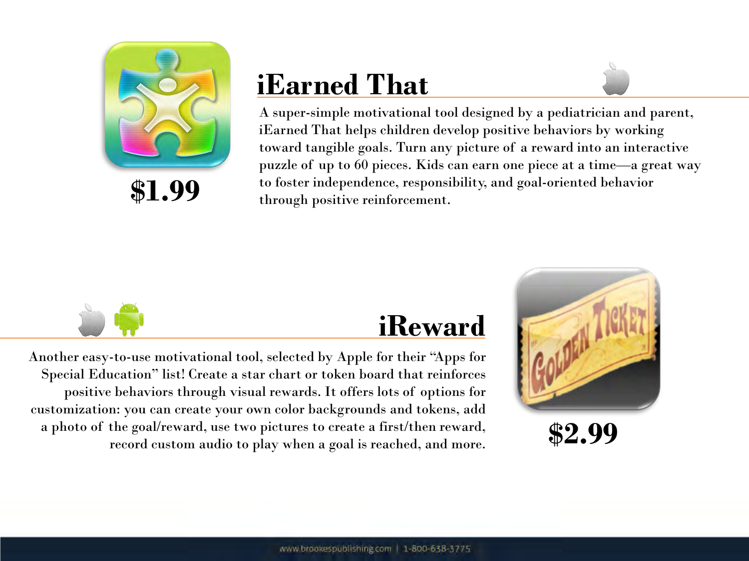## iEarned That

$1.99

A super-simple motivational tool designed by a pediatrician and parent, iEarned That helps children develop positive behaviors by working toward tangible goals. Turn any picture of a reward into an interactive puzzle of up to 60 pieces. Kids can earn one piece at a time—a great way to foster independence, responsibility, and goal-oriented behavior through positive reinforcement.

## iReward

$2.99

Another easy-to-use motivational tool, selected by Apple for their "Apps for Special Education" list! Create a star chart or token board that reinforces positive behaviors through visual rewards. It offers lots of options for customization: you can create your own color backgrounds and tokens, add a photo of the goal/reward, use two pictures to create a first/then reward, record custom audio to play when a goal is reached, and more.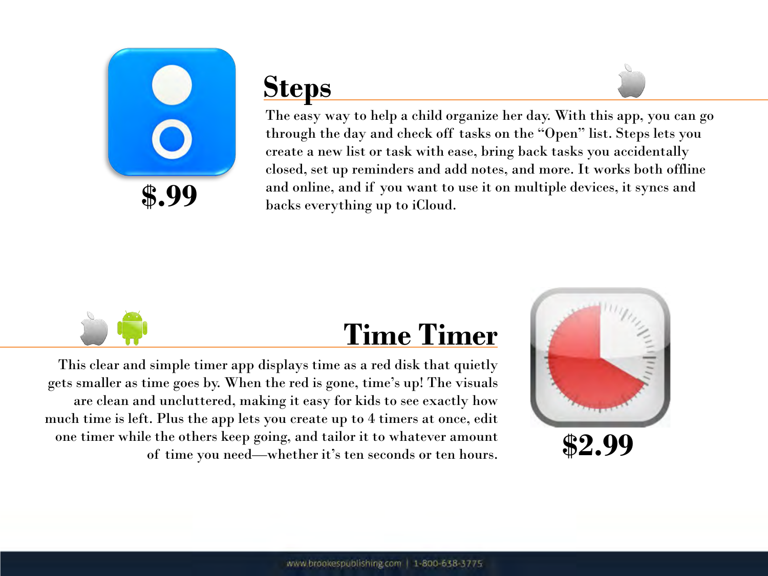## Steps

**$.99**

The easy way to help a child organize her day. With this app, you can go through the day and check off tasks on the "Open" list. Steps lets you create a new list or task with ease, bring back tasks you accidentally closed, set up reminders and add notes, and more. It works both offline and online, and if you want to use it on multiple devices, it syncs and backs everything up to iCloud.

## Time Timer

This clear and simple timer app displays time as a red disk that quietly gets smaller as time goes by. When the red is gone, time's up! The visuals are clean and uncluttered, making it easy for kids to see exactly how much time is left. Plus the app lets you create up to 4 timers at once, edit one timer while the others keep going, and tailor it to whatever amount of time you need—whether it's ten seconds or ten hours.

**$2.99**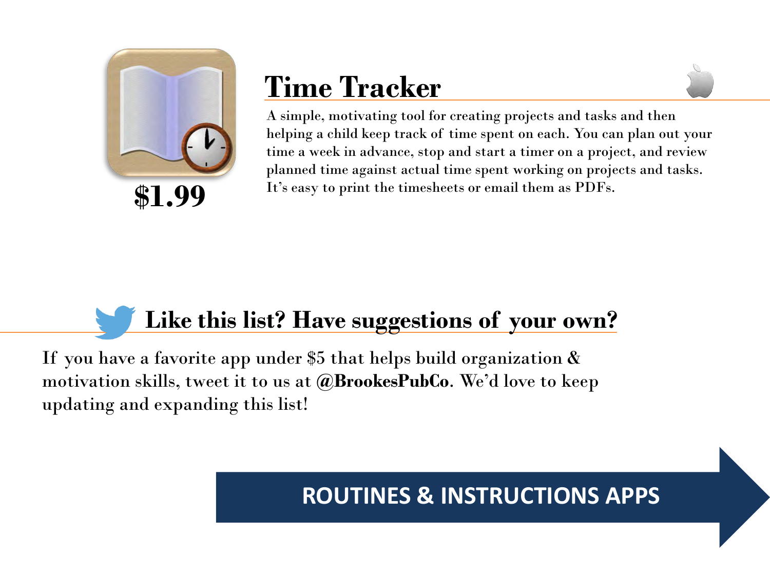## Time Tracker

**$1.99**

A simple, motivating tool for creating projects and tasks and then helping a child keep track of time spent on each. You can plan out your time a week in advance, stop and start a timer on a project, and review planned time against actual time spent working on projects and tasks. It's easy to print the timesheets or email them as PDFs.

## Like this list? Have suggestions of your own?

If you have a favorite app under $5 that helps build organization & motivation skills, tweet it to us at **@BrookesPubCo**. We'd love to keep updating and expanding this list!

**ROUTINES & INSTRUCTIONS APPS**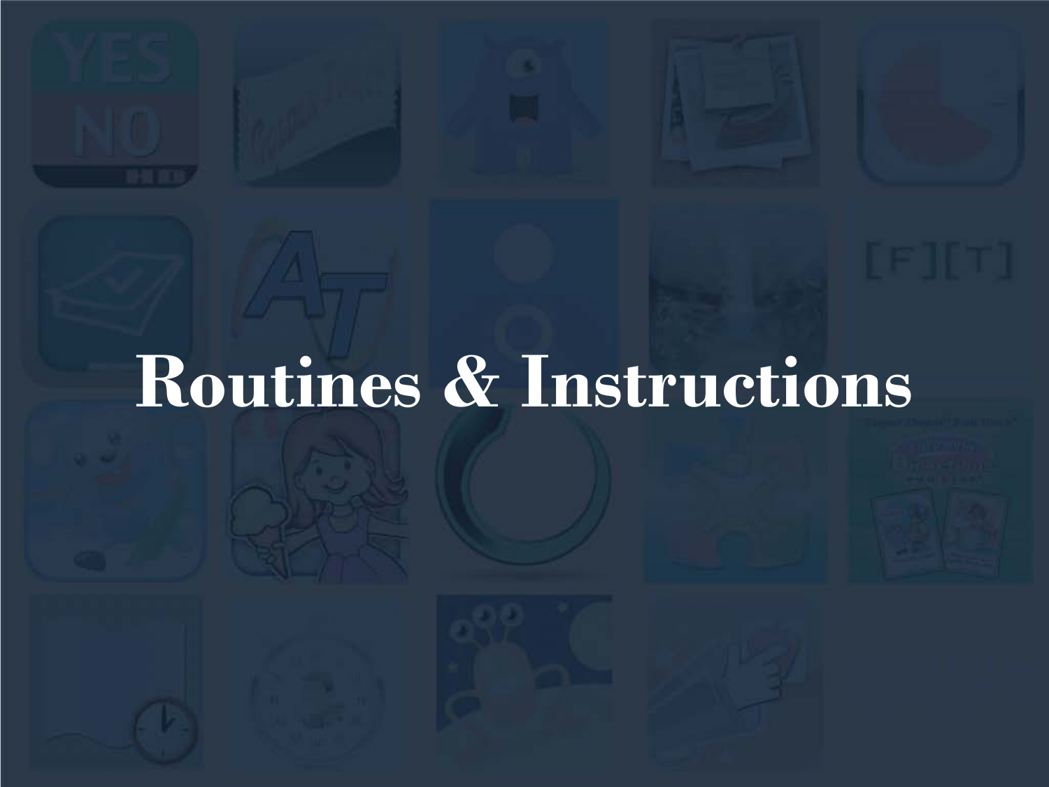# Routines & Instructions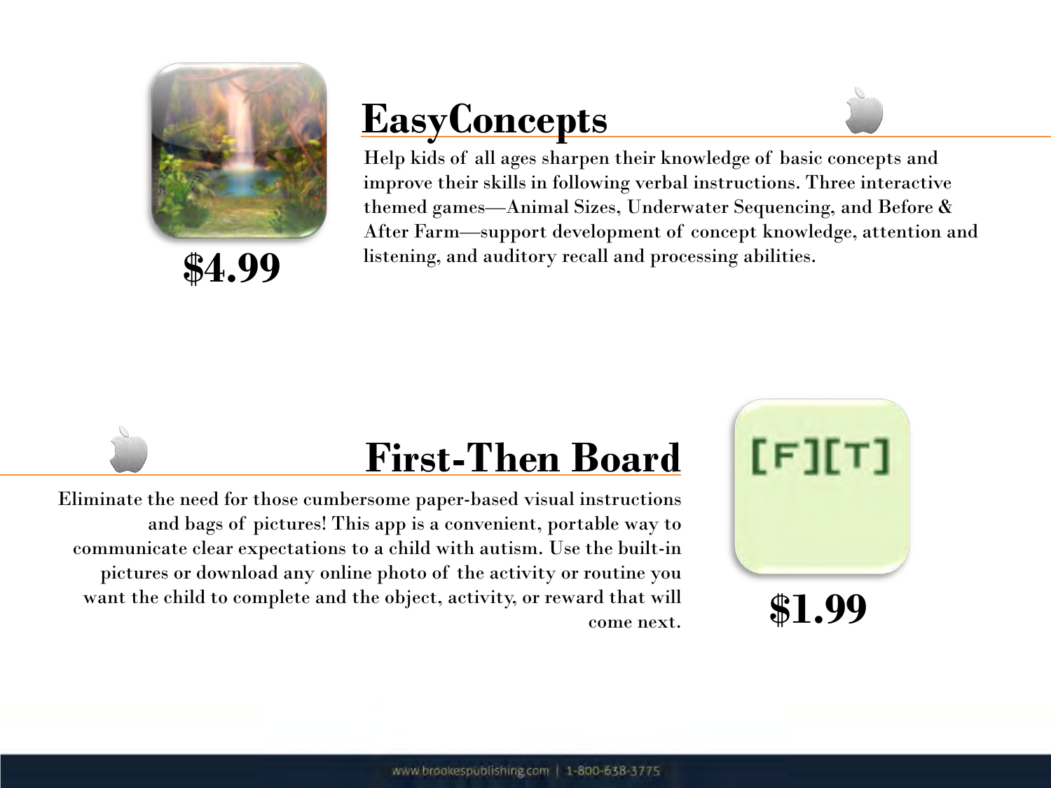## EasyConcepts

$4.99

Help kids of all ages sharpen their knowledge of basic concepts and improve their skills in following verbal instructions. Three interactive themed games—Animal Sizes, Underwater Sequencing, and Before & After Farm—support development of concept knowledge, attention and listening, and auditory recall and processing abilities.

## First-Then Board

$1.99

Eliminate the need for those cumbersome paper-based visual instructions and bags of pictures! This app is a convenient, portable way to communicate clear expectations to a child with autism. Use the built-in pictures or download any online photo of the activity or routine you want the child to complete and the object, activity, or reward that will come next.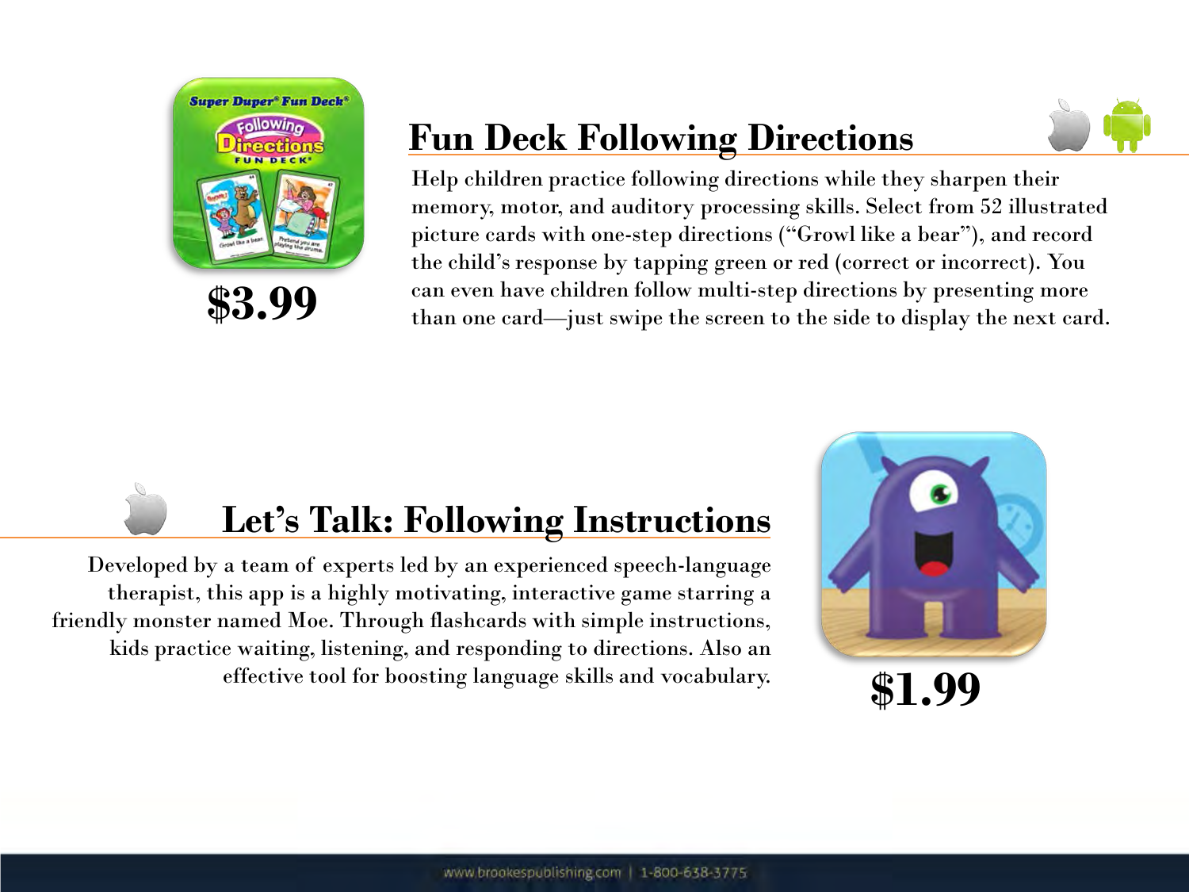## Fun Deck Following Directions

$3.99

Help children practice following directions while they sharpen their memory, motor, and auditory processing skills. Select from 52 illustrated picture cards with one-step directions ("Growl like a bear"), and record the child's response by tapping green or red (correct or incorrect). You can even have children follow multi-step directions by presenting more than one card—just swipe the screen to the side to display the next card.

## Let's Talk: Following Instructions

Developed by a team of experts led by an experienced speech-language therapist, this app is a highly motivating, interactive game starring a friendly monster named Moe. Through flashcards with simple instructions, kids practice waiting, listening, and responding to directions. Also an effective tool for boosting language skills and vocabulary.

$1.99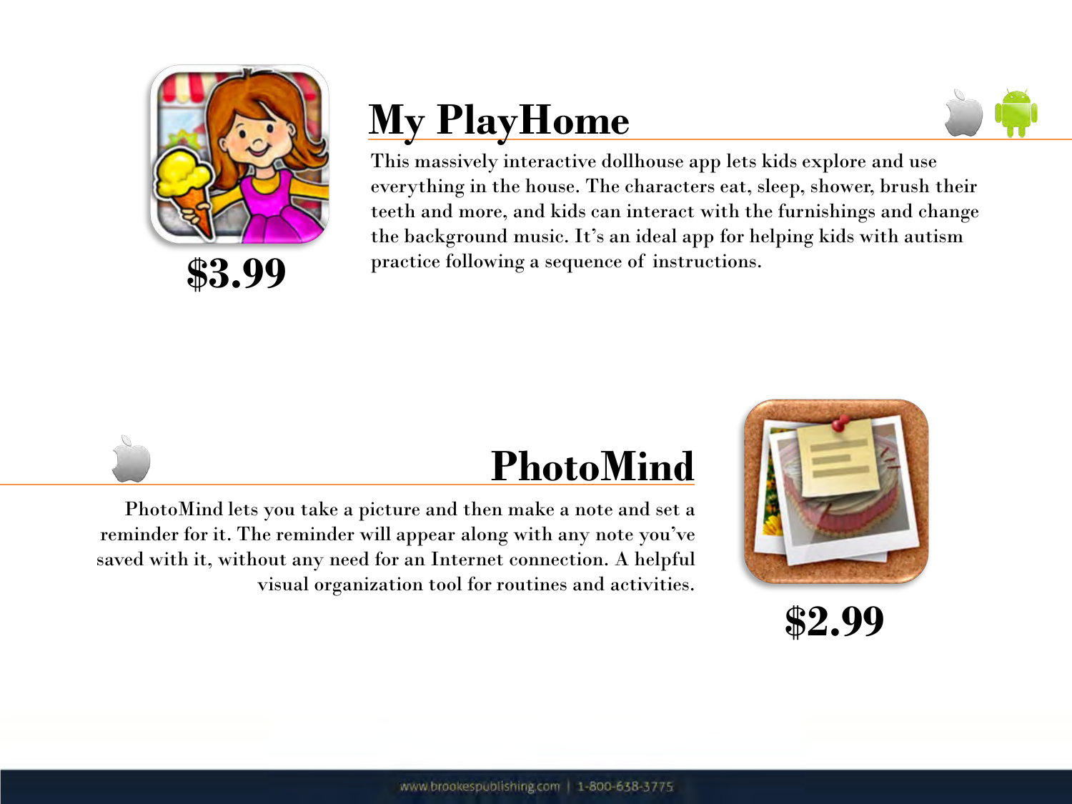## My PlayHome

$3.99

This massively interactive dollhouse app lets kids explore and use everything in the house. The characters eat, sleep, shower, brush their teeth and more, and kids can interact with the furnishings and change the background music. It's an ideal app for helping kids with autism practice following a sequence of instructions.

## PhotoMind

PhotoMind lets you take a picture and then make a note and set a reminder for it. The reminder will appear along with any note you've saved with it, without any need for an Internet connection. A helpful visual organization tool for routines and activities.

$2.99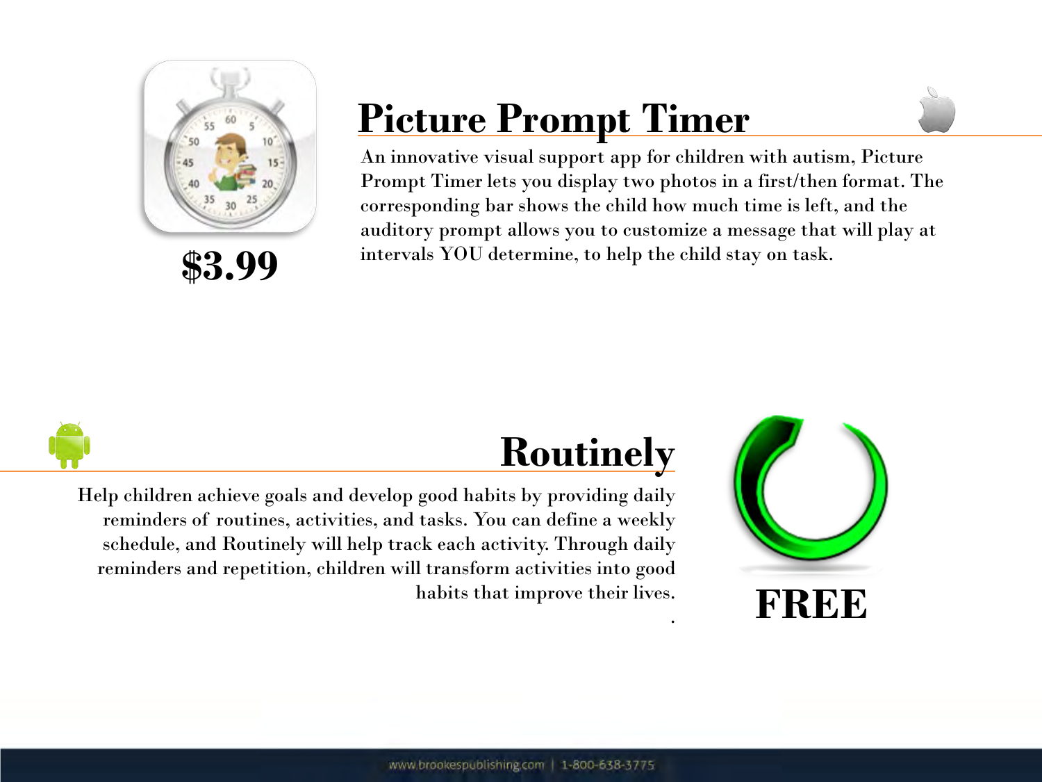## Picture Prompt Timer

**$3.99**

An innovative visual support app for children with autism, Picture Prompt Timer lets you display two photos in a first/then format. The corresponding bar shows the child how much time is left, and the auditory prompt allows you to customize a message that will play at intervals YOU determine, to help the child stay on task.

## Routinely

**FREE**

Help children achieve goals and develop good habits by providing daily reminders of routines, activities, and tasks. You can define a weekly schedule, and Routinely will help track each activity. Through daily reminders and repetition, children will transform activities into good habits that improve their lives.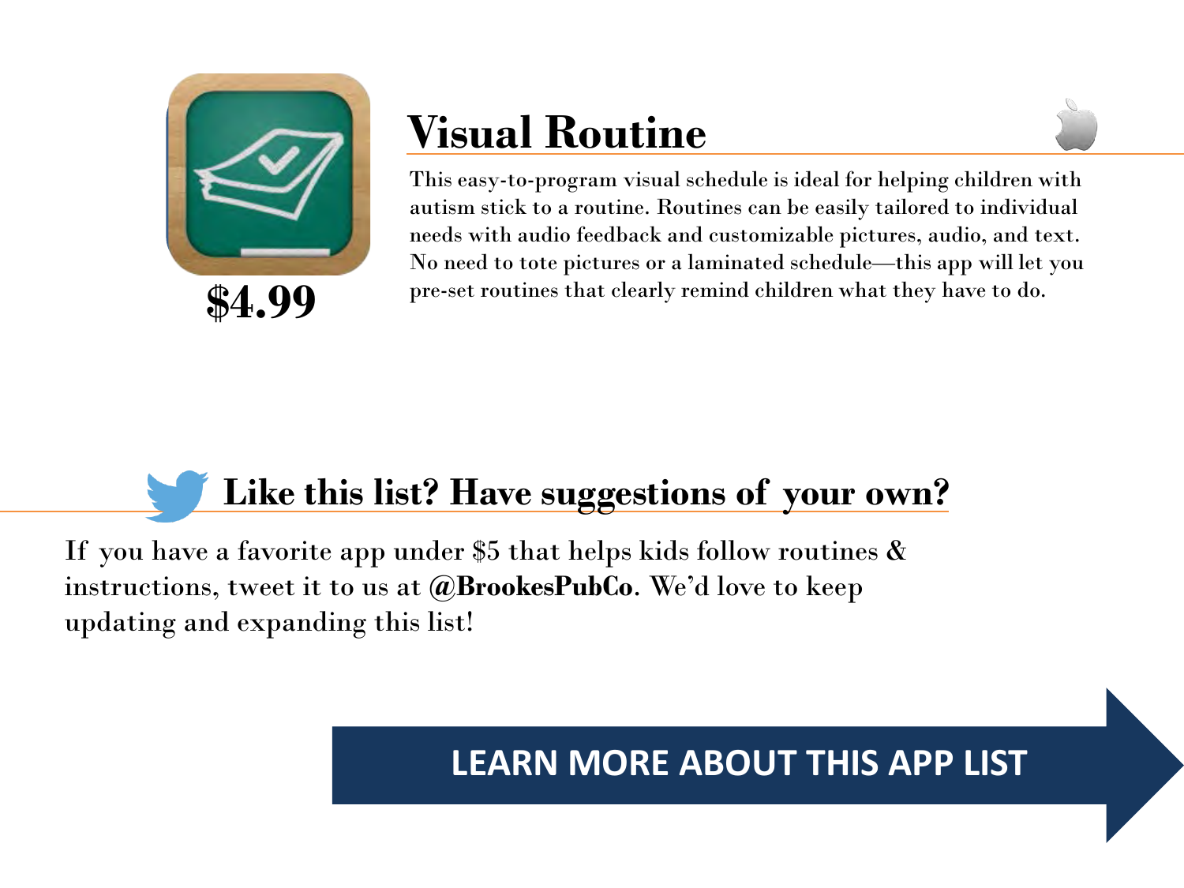## Visual Routine

**$4.99**

This easy-to-program visual schedule is ideal for helping children with autism stick to a routine. Routines can be easily tailored to individual needs with audio feedback and customizable pictures, audio, and text. No need to tote pictures or a laminated schedule—this app will let you pre-set routines that clearly remind children what they have to do.

## Like this list? Have suggestions of your own?

If you have a favorite app under $5 that helps kids follow routines & instructions, tweet it to us at **@BrookesPubCo**. We'd love to keep updating and expanding this list!

**LEARN MORE ABOUT THIS APP LIST**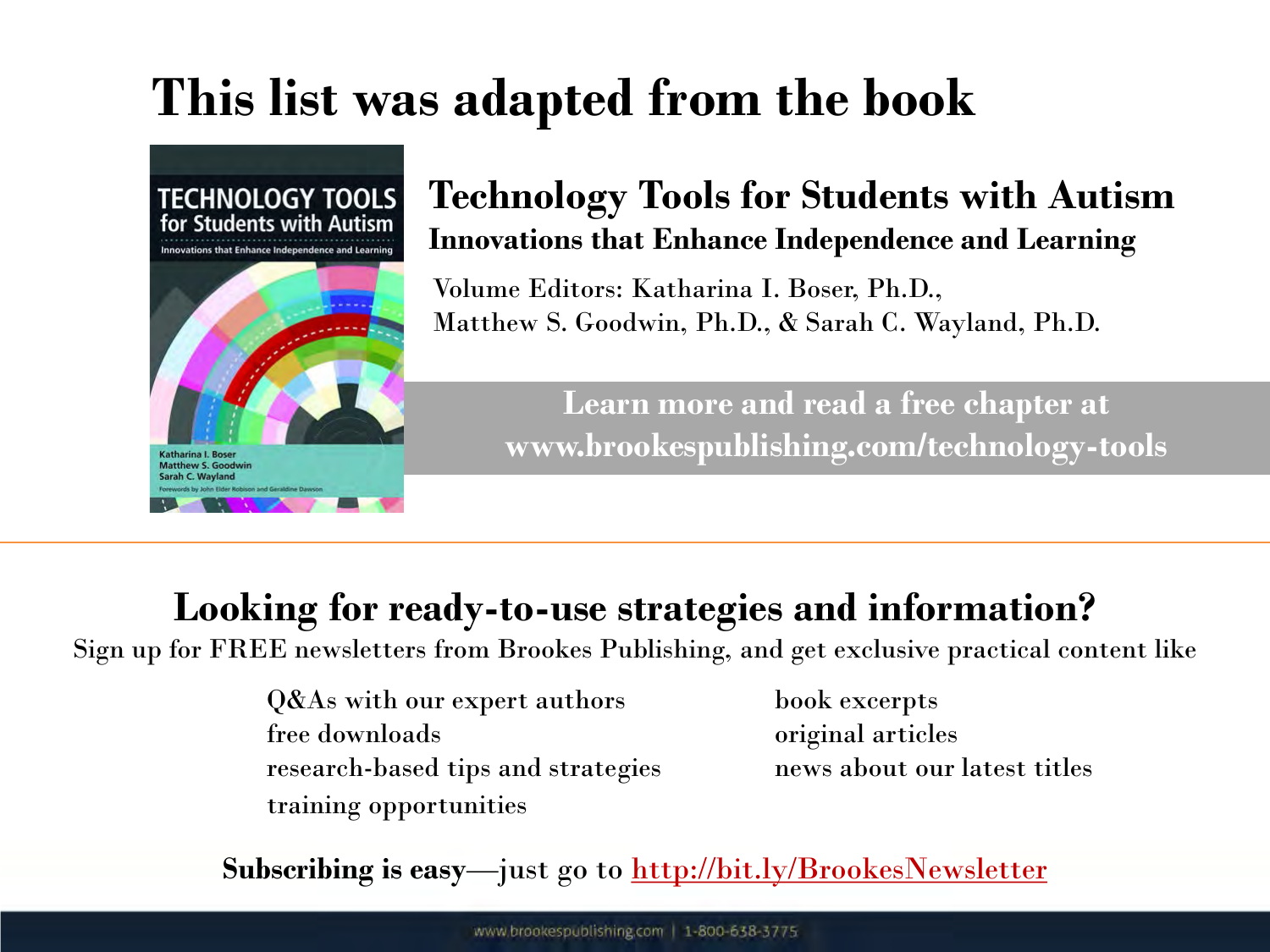# This list was adapted from the book

## Technology Tools for Students with Autism

### Innovations that Enhance Independence and Learning

Volume Editors: Katharina I. Boser, Ph.D., Matthew S. Goodwin, Ph.D., & Sarah C. Wayland, Ph.D.

**Learn more and read a free chapter at www.brookespublishing.com/technology-tools**

## Looking for ready-to-use strategies and information?

Sign up for FREE newsletters from Brookes Publishing, and get exclusive practical content like

- Q&As with our expert authors
- free downloads
- research-based tips and strategies
- training opportunities
- book excerpts
- original articles
- news about our latest titles

**Subscribing is easy**—just go to http://bit.ly/BrookesNewsletter

www.brookespublishing.com | 1-800-638-3775